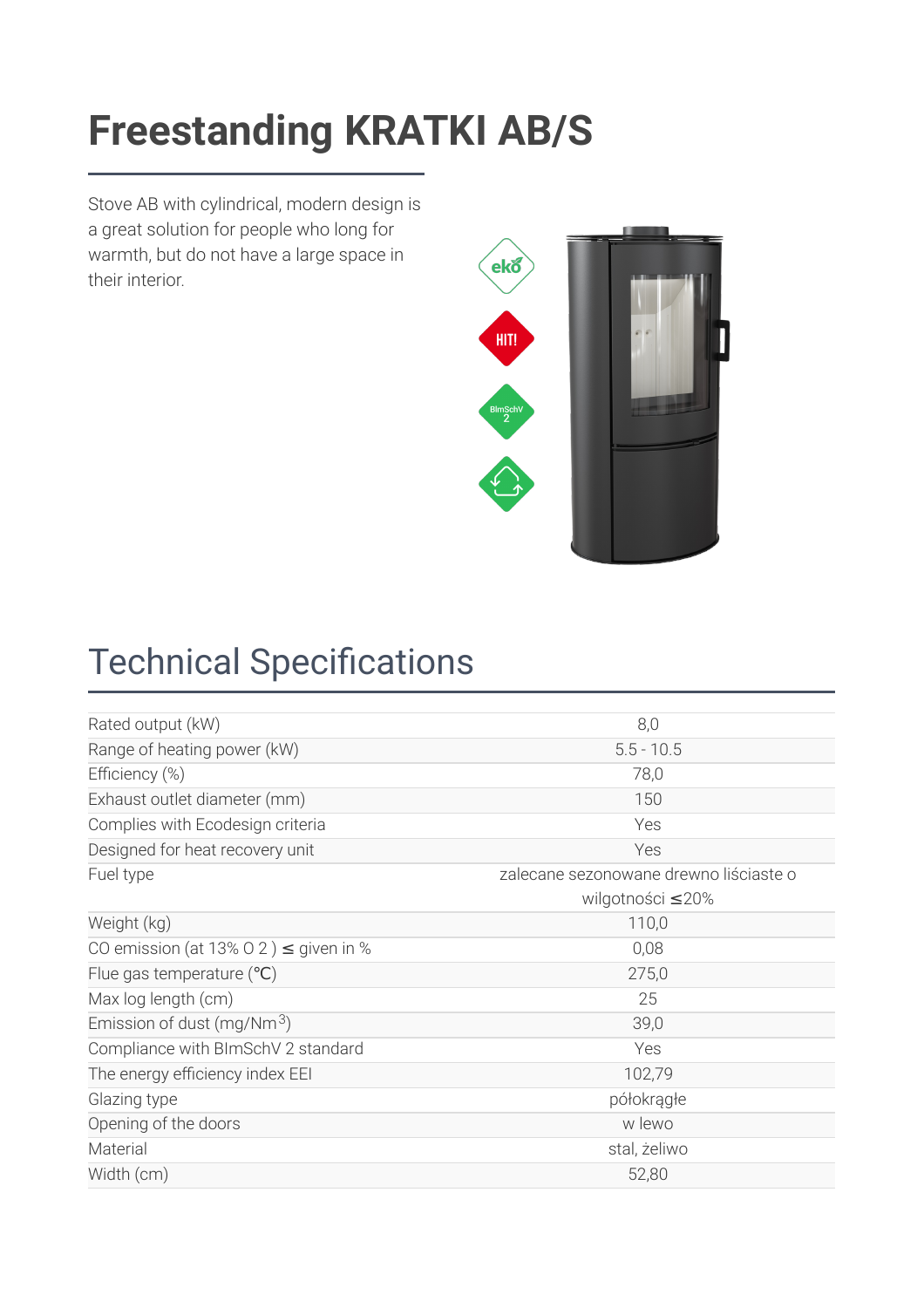# Freestanding KRATKI AB/S

Stove AB with cylindrical, modern design is a great solution for people who long for warmth, but do not have a large space in their interior.

## Technical Specifications

| | |
|---|---|
| Rated output (kW) | 8,0 |
| Range of heating power (kW) | 5.5 - 10.5 |
| Efficiency (%) | 78,0 |
| Exhaust outlet diameter (mm) | 150 |
| Complies with Ecodesign criteria | Yes |
| Designed for heat recovery unit | Yes |
| Fuel type | zalecane sezonowane drewno liściaste o wilgotności ≤20% |
| Weight (kg) | 110,0 |
| CO emission (at 13% $O_2$) ≤ given in % | 0,08 |
| Flue gas temperature (℃) | 275,0 |
| Max log length (cm) | 25 |
| Emission of dust (mg/$Nm^3$) | 39,0 |
| Compliance with BImSchV 2 standard | Yes |
| The energy efficiency index EEI | 102,79 |
| Glazing type | półokrągłe |
| Opening of the doors | w lewo |
| Material | stal, żeliwo |
| Width (cm) | 52,80 |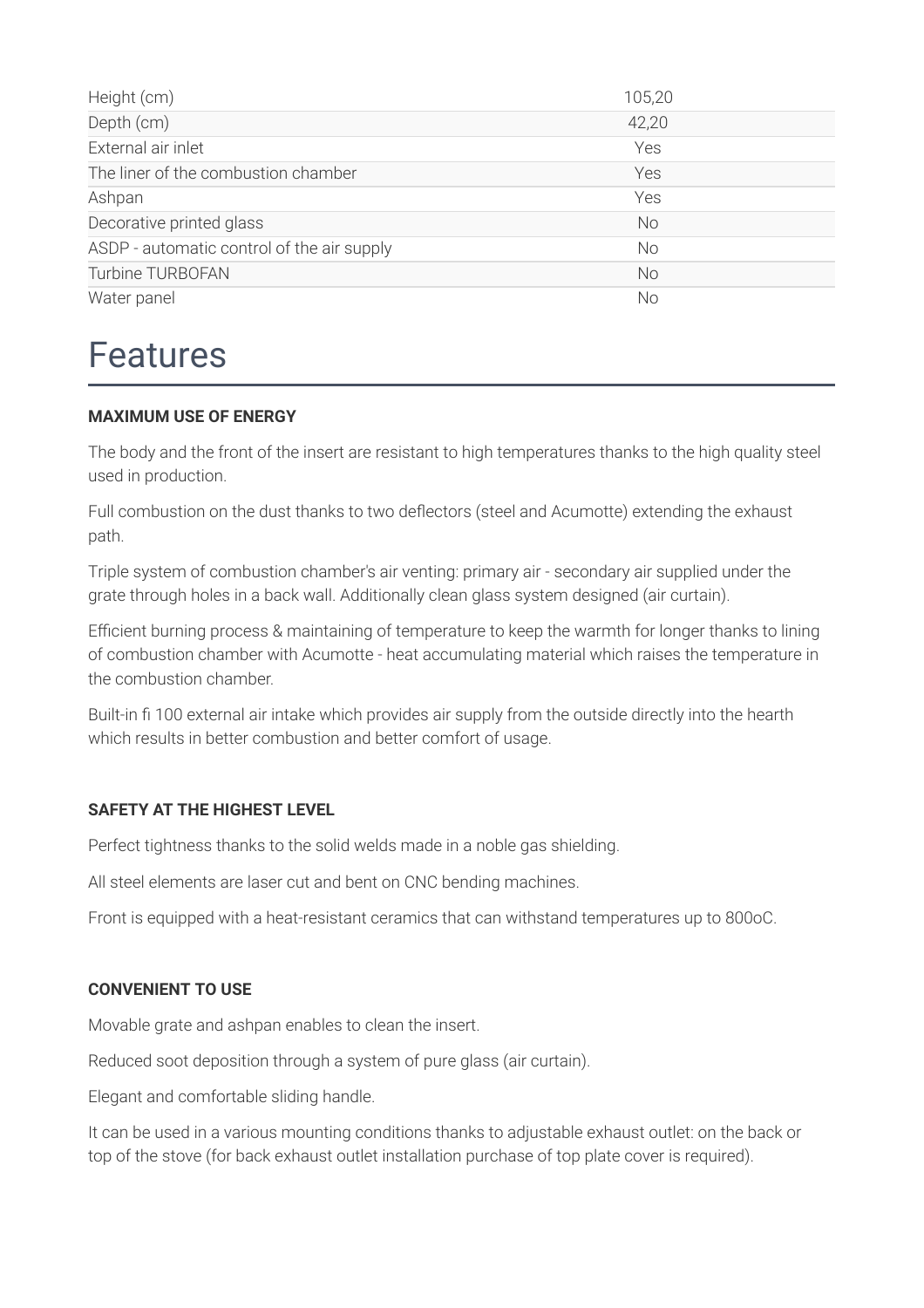| | |
|---|---|
| Height (cm) | 105,20 |
| Depth (cm) | 42,20 |
| External air inlet | Yes |
| The liner of the combustion chamber | Yes |
| Ashpan | Yes |
| Decorative printed glass | No |
| ASDP - automatic control of the air supply | No |
| Turbine TURBOFAN | No |
| Water panel | No |

# Features

**MAXIMUM USE OF ENERGY**

The body and the front of the insert are resistant to high temperatures thanks to the high quality steel used in production.

Full combustion on the dust thanks to two deflectors (steel and Acumotte) extending the exhaust path.

Triple system of combustion chamber's air venting: primary air - secondary air supplied under the grate through holes in a back wall. Additionally clean glass system designed (air curtain).

Efficient burning process & maintaining of temperature to keep the warmth for longer thanks to lining of combustion chamber with Acumotte - heat accumulating material which raises the temperature in the combustion chamber.

Built-in fi 100 external air intake which provides air supply from the outside directly into the hearth which results in better combustion and better comfort of usage.

**SAFETY AT THE HIGHEST LEVEL**

Perfect tightness thanks to the solid welds made in a noble gas shielding.

All steel elements are laser cut and bent on CNC bending machines.

Front is equipped with a heat-resistant ceramics that can withstand temperatures up to 800oC.

**CONVENIENT TO USE**

Movable grate and ashpan enables to clean the insert.

Reduced soot deposition through a system of pure glass (air curtain).

Elegant and comfortable sliding handle.

It can be used in a various mounting conditions thanks to adjustable exhaust outlet: on the back or top of the stove (for back exhaust outlet installation purchase of top plate cover is required).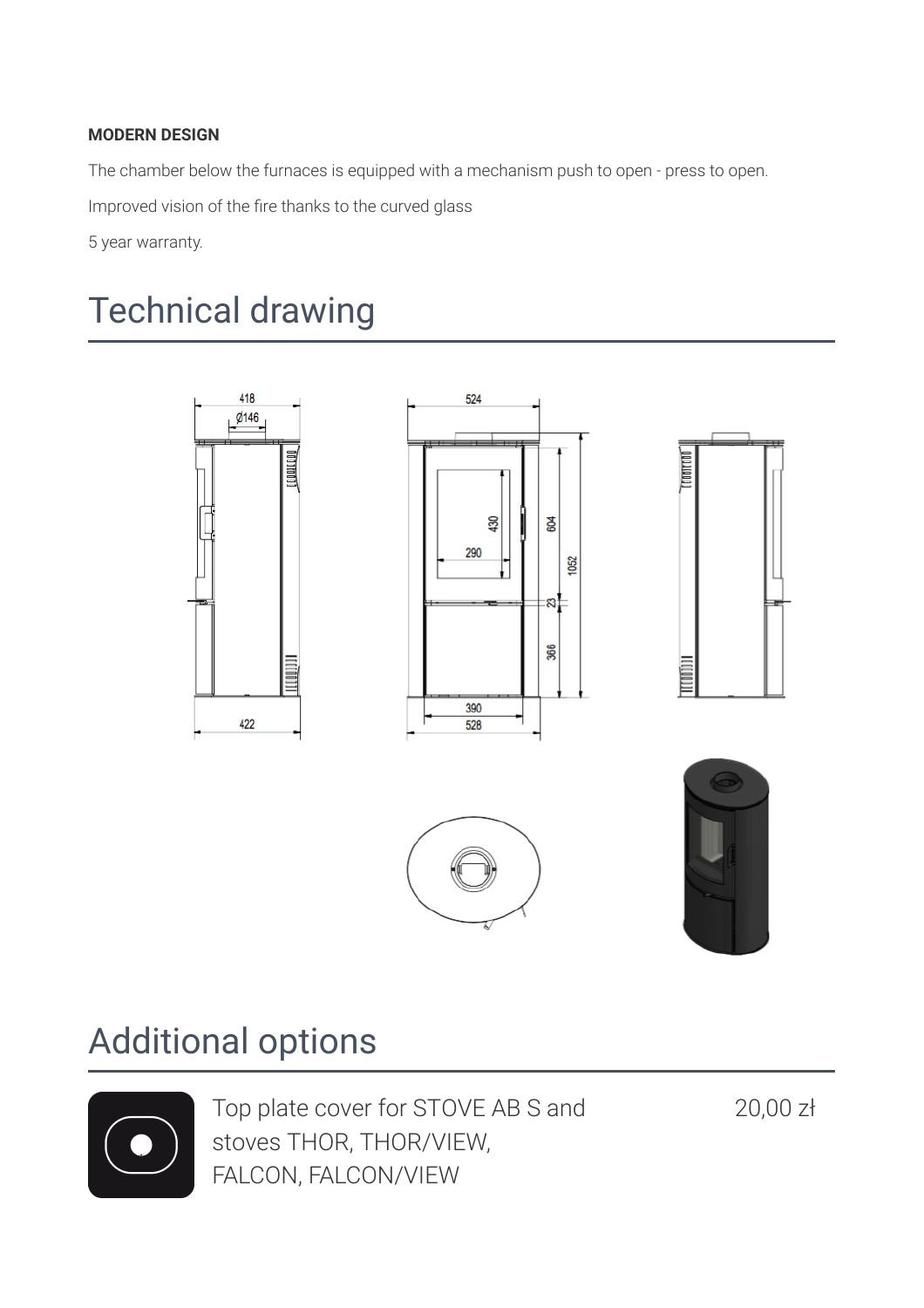**MODERN DESIGN**

The chamber below the furnaces is equipped with a mechanism push to open - press to open.

Improved vision of the fire thanks to the curved glass

5 year warranty.

# Technical drawing

# Additional options

| | Top plate cover for STOVE AB S and stoves THOR, THOR/VIEW, FALCON, FALCON/VIEW | 20,00 zł |
|---|---|---|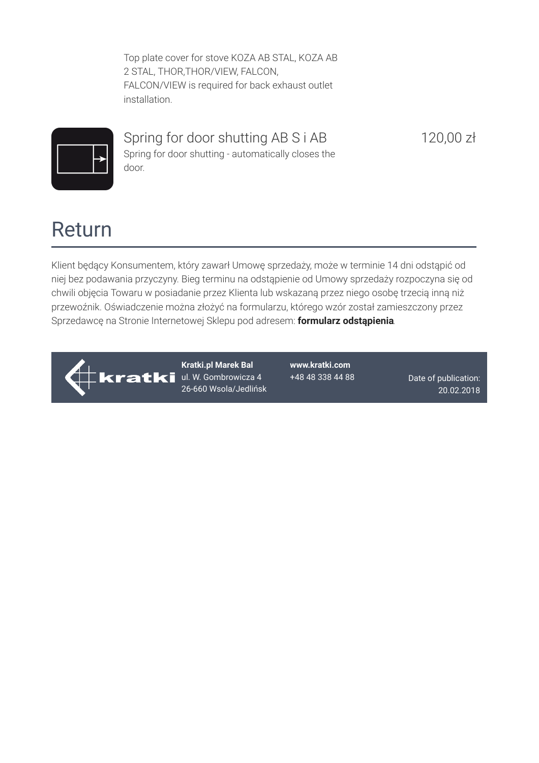Top plate cover for stove KOZA AB STAL, KOZA AB 2 STAL, THOR,THOR/VIEW, FALCON, FALCON/VIEW is required for back exhaust outlet installation.

Spring for door shutting AB S i AB — 120,00 zł

Spring for door shutting - automatically closes the door.

# Return

Klient będący Konsumentem, który zawarł Umowę sprzedaży, może w terminie 14 dni odstąpić od niej bez podawania przyczyny. Bieg terminu na odstąpienie od Umowy sprzedaży rozpoczyna się od chwili objęcia Towaru w posiadanie przez Klienta lub wskazaną przez niego osobę trzecią inną niż przewoźnik. Oświadczenie można złożyć na formularzu, którego wzór został zamieszczony przez Sprzedawcę na Stronie Internetowej Sklepu pod adresem: **formularz odstąpienia**.

**Kratki.pl Marek Bal**
ul. W. Gombrowicza 4
26-660 Wsola/Jedlińsk

**www.kratki.com**
+48 48 338 44 88

Date of publication: 20.02.2018